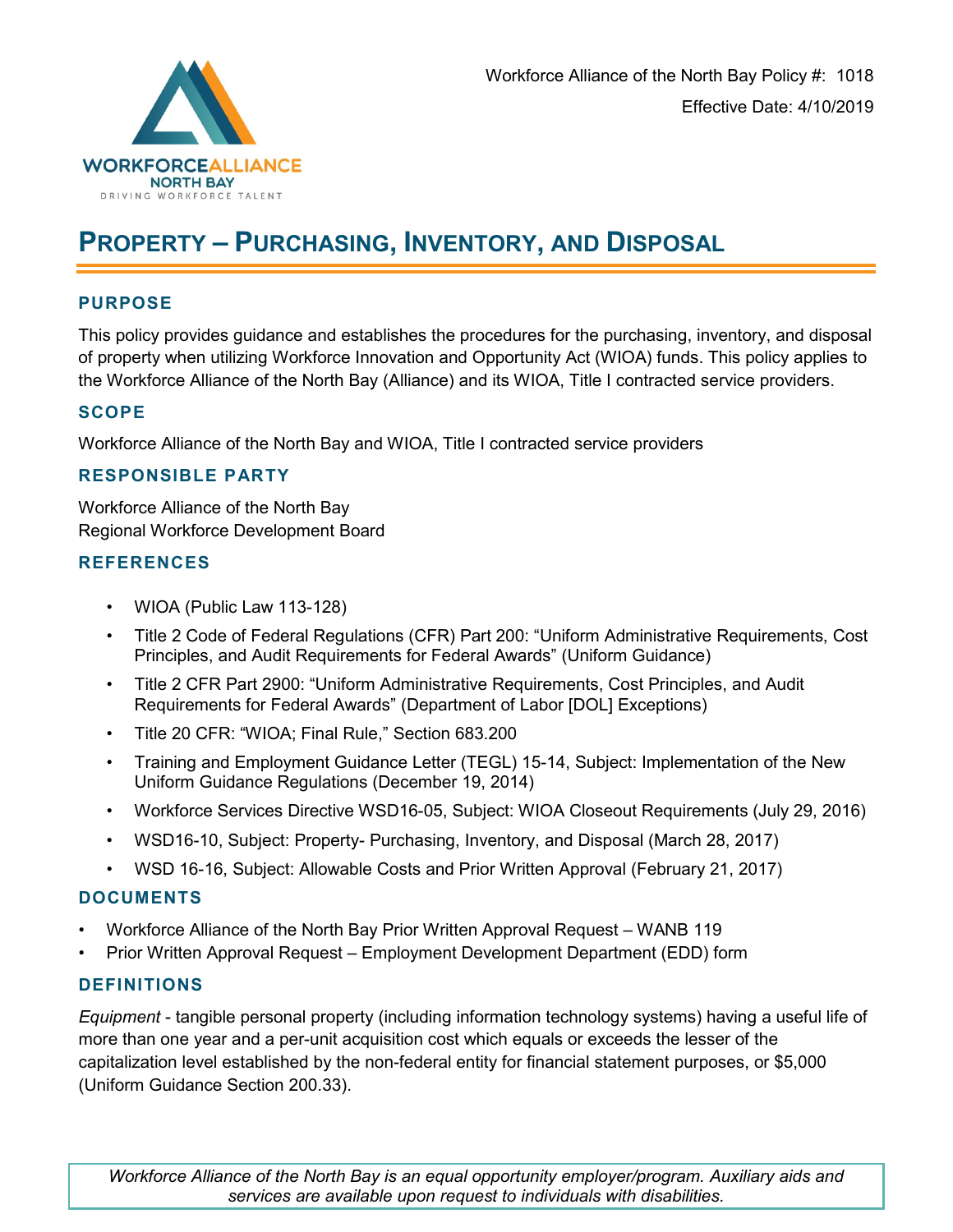WORKFORCE ALLIANCE NORTH BAY
DRIVING WORKFORCE TALENT

Workforce Alliance of the North Bay Policy #: 1018

Effective Date: 4/10/2019

# PROPERTY – PURCHASING, INVENTORY, AND DISPOSAL

## PURPOSE

This policy provides guidance and establishes the procedures for the purchasing, inventory, and disposal of property when utilizing Workforce Innovation and Opportunity Act (WIOA) funds. This policy applies to the Workforce Alliance of the North Bay (Alliance) and its WIOA, Title I contracted service providers.

## SCOPE

Workforce Alliance of the North Bay and WIOA, Title I contracted service providers

## RESPONSIBLE PARTY

Workforce Alliance of the North Bay
Regional Workforce Development Board

## REFERENCES

- WIOA (Public Law 113-128)
- Title 2 Code of Federal Regulations (CFR) Part 200: "Uniform Administrative Requirements, Cost Principles, and Audit Requirements for Federal Awards" (Uniform Guidance)
- Title 2 CFR Part 2900: "Uniform Administrative Requirements, Cost Principles, and Audit Requirements for Federal Awards" (Department of Labor [DOL] Exceptions)
- Title 20 CFR: "WIOA; Final Rule," Section 683.200
- Training and Employment Guidance Letter (TEGL) 15-14, Subject: Implementation of the New Uniform Guidance Regulations (December 19, 2014)
- Workforce Services Directive WSD16-05, Subject: WIOA Closeout Requirements (July 29, 2016)
- WSD16-10, Subject: Property- Purchasing, Inventory, and Disposal (March 28, 2017)
- WSD 16-16, Subject: Allowable Costs and Prior Written Approval (February 21, 2017)

## DOCUMENTS

- Workforce Alliance of the North Bay Prior Written Approval Request – WANB 119
- Prior Written Approval Request – Employment Development Department (EDD) form

## DEFINITIONS

*Equipment* - tangible personal property (including information technology systems) having a useful life of more than one year and a per-unit acquisition cost which equals or exceeds the lesser of the capitalization level established by the non-federal entity for financial statement purposes, or $5,000 (Uniform Guidance Section 200.33).

*Workforce Alliance of the North Bay is an equal opportunity employer/program. Auxiliary aids and services are available upon request to individuals with disabilities.*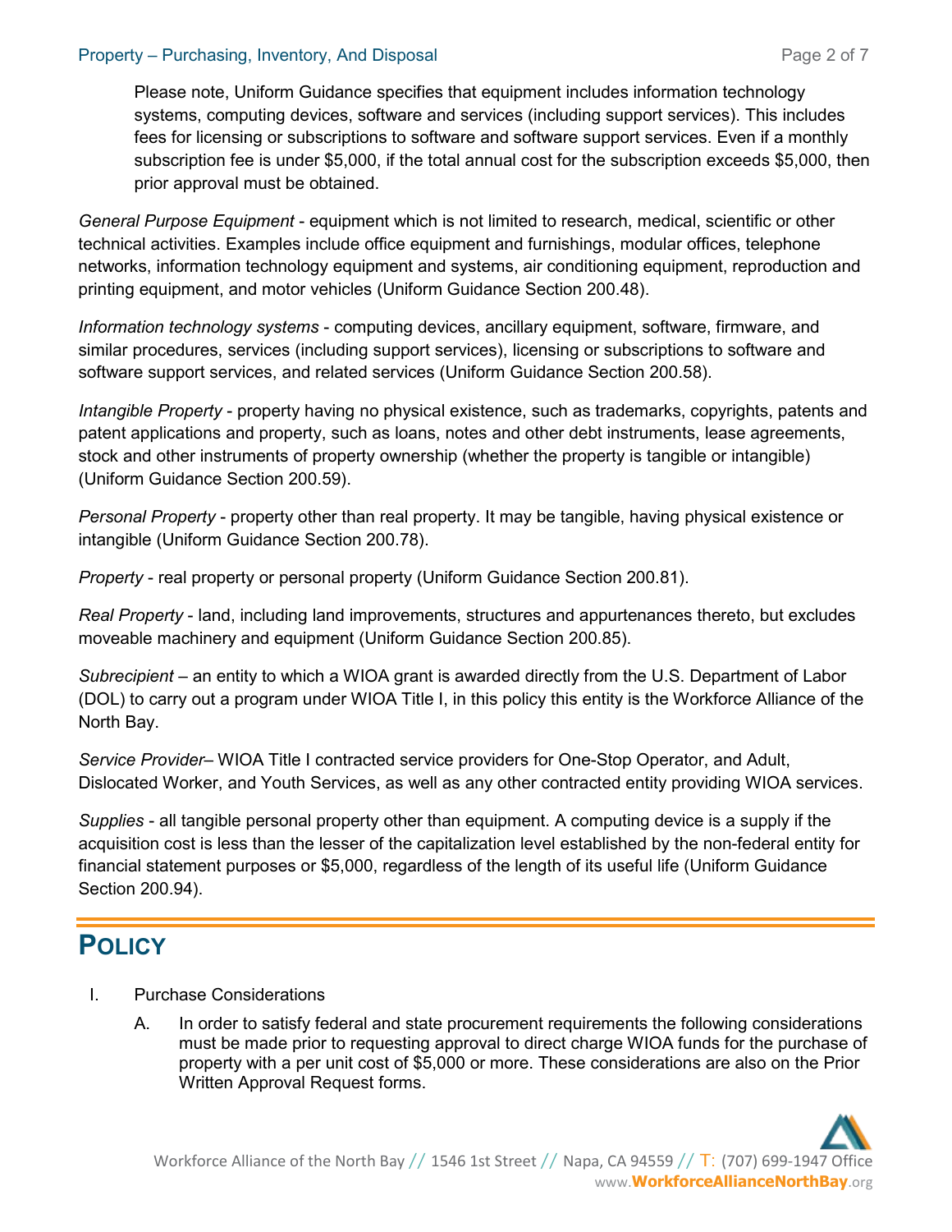Please note, Uniform Guidance specifies that equipment includes information technology systems, computing devices, software and services (including support services). This includes fees for licensing or subscriptions to software and software support services. Even if a monthly subscription fee is under $5,000, if the total annual cost for the subscription exceeds $5,000, then prior approval must be obtained.

*General Purpose Equipment* - equipment which is not limited to research, medical, scientific or other technical activities. Examples include office equipment and furnishings, modular offices, telephone networks, information technology equipment and systems, air conditioning equipment, reproduction and printing equipment, and motor vehicles (Uniform Guidance Section 200.48).

*Information technology systems* - computing devices, ancillary equipment, software, firmware, and similar procedures, services (including support services), licensing or subscriptions to software and software support services, and related services (Uniform Guidance Section 200.58).

*Intangible Property* - property having no physical existence, such as trademarks, copyrights, patents and patent applications and property, such as loans, notes and other debt instruments, lease agreements, stock and other instruments of property ownership (whether the property is tangible or intangible) (Uniform Guidance Section 200.59).

*Personal Property* - property other than real property. It may be tangible, having physical existence or intangible (Uniform Guidance Section 200.78).

*Property* - real property or personal property (Uniform Guidance Section 200.81).

*Real Property* - land, including land improvements, structures and appurtenances thereto, but excludes moveable machinery and equipment (Uniform Guidance Section 200.85).

*Subrecipient* – an entity to which a WIOA grant is awarded directly from the U.S. Department of Labor (DOL) to carry out a program under WIOA Title I, in this policy this entity is the Workforce Alliance of the North Bay.

*Service Provider*– WIOA Title I contracted service providers for One-Stop Operator, and Adult, Dislocated Worker, and Youth Services, as well as any other contracted entity providing WIOA services.

*Supplies* - all tangible personal property other than equipment. A computing device is a supply if the acquisition cost is less than the lesser of the capitalization level established by the non-federal entity for financial statement purposes or $5,000, regardless of the length of its useful life (Uniform Guidance Section 200.94).

## POLICY

I. Purchase Considerations

   A. In order to satisfy federal and state procurement requirements the following considerations must be made prior to requesting approval to direct charge WIOA funds for the purchase of property with a per unit cost of $5,000 or more. These considerations are also on the Prior Written Approval Request forms.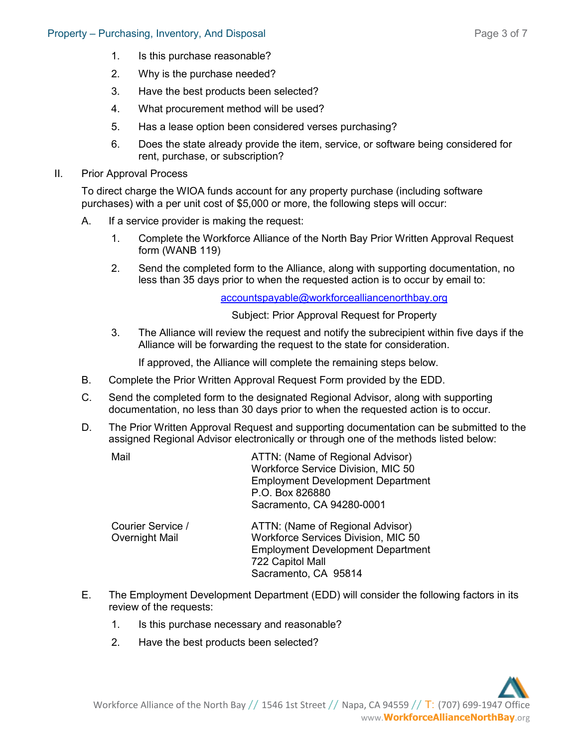1. Is this purchase reasonable?
2. Why is the purchase needed?
3. Have the best products been selected?
4. What procurement method will be used?
5. Has a lease option been considered verses purchasing?
6. Does the state already provide the item, service, or software being considered for rent, purchase, or subscription?

II. Prior Approval Process

To direct charge the WIOA funds account for any property purchase (including software purchases) with a per unit cost of $5,000 or more, the following steps will occur:

A. If a service provider is making the request:

1. Complete the Workforce Alliance of the North Bay Prior Written Approval Request form (WANB 119)
2. Send the completed form to the Alliance, along with supporting documentation, no less than 35 days prior to when the requested action is to occur by email to:

   accountspayable@workforcealliancenorthbay.org

   Subject: Prior Approval Request for Property

3. The Alliance will review the request and notify the subrecipient within five days if the Alliance will be forwarding the request to the state for consideration.

   If approved, the Alliance will complete the remaining steps below.

B. Complete the Prior Written Approval Request Form provided by the EDD.

C. Send the completed form to the designated Regional Advisor, along with supporting documentation, no less than 30 days prior to when the requested action is to occur.

D. The Prior Written Approval Request and supporting documentation can be submitted to the assigned Regional Advisor electronically or through one of the methods listed below:

| | |
|---|---|
| Mail | ATTN: (Name of Regional Advisor)<br>Workforce Service Division, MIC 50<br>Employment Development Department<br>P.O. Box 826880<br>Sacramento, CA 94280-0001 |
| Courier Service / Overnight Mail | ATTN: (Name of Regional Advisor)<br>Workforce Services Division, MIC 50<br>Employment Development Department<br>722 Capitol Mall<br>Sacramento, CA 95814 |

E. The Employment Development Department (EDD) will consider the following factors in its review of the requests:

1. Is this purchase necessary and reasonable?
2. Have the best products been selected?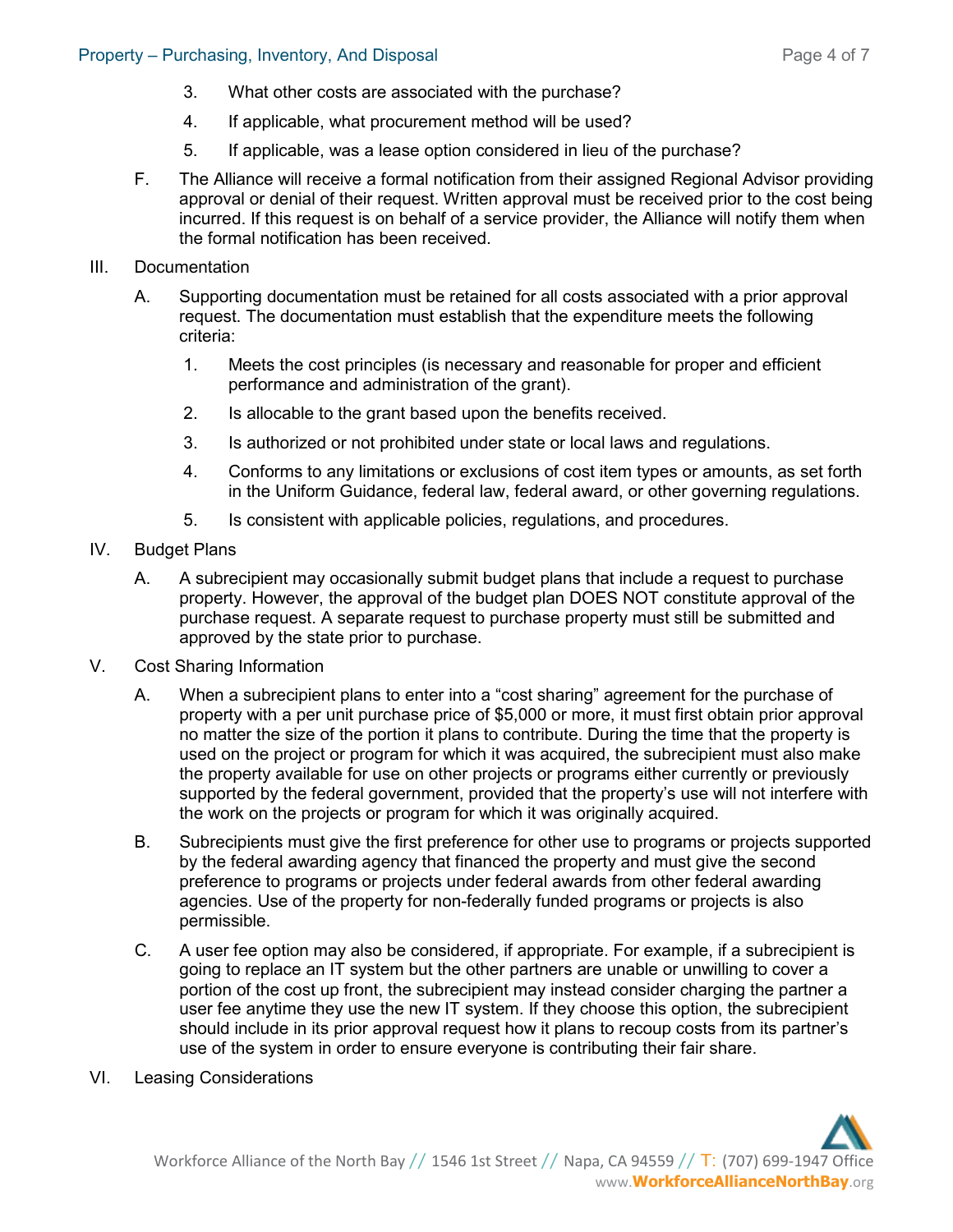3. What other costs are associated with the purchase?
4. If applicable, what procurement method will be used?
5. If applicable, was a lease option considered in lieu of the purchase?

F. The Alliance will receive a formal notification from their assigned Regional Advisor providing approval or denial of their request. Written approval must be received prior to the cost being incurred. If this request is on behalf of a service provider, the Alliance will notify them when the formal notification has been received.

III. Documentation

A. Supporting documentation must be retained for all costs associated with a prior approval request. The documentation must establish that the expenditure meets the following criteria:

1. Meets the cost principles (is necessary and reasonable for proper and efficient performance and administration of the grant).
2. Is allocable to the grant based upon the benefits received.
3. Is authorized or not prohibited under state or local laws and regulations.
4. Conforms to any limitations or exclusions of cost item types or amounts, as set forth in the Uniform Guidance, federal law, federal award, or other governing regulations.
5. Is consistent with applicable policies, regulations, and procedures.

IV. Budget Plans

A. A subrecipient may occasionally submit budget plans that include a request to purchase property. However, the approval of the budget plan DOES NOT constitute approval of the purchase request. A separate request to purchase property must still be submitted and approved by the state prior to purchase.

V. Cost Sharing Information

A. When a subrecipient plans to enter into a "cost sharing" agreement for the purchase of property with a per unit purchase price of $5,000 or more, it must first obtain prior approval no matter the size of the portion it plans to contribute. During the time that the property is used on the project or program for which it was acquired, the subrecipient must also make the property available for use on other projects or programs either currently or previously supported by the federal government, provided that the property's use will not interfere with the work on the projects or program for which it was originally acquired.

B. Subrecipients must give the first preference for other use to programs or projects supported by the federal awarding agency that financed the property and must give the second preference to programs or projects under federal awards from other federal awarding agencies. Use of the property for non-federally funded programs or projects is also permissible.

C. A user fee option may also be considered, if appropriate. For example, if a subrecipient is going to replace an IT system but the other partners are unable or unwilling to cover a portion of the cost up front, the subrecipient may instead consider charging the partner a user fee anytime they use the new IT system. If they choose this option, the subrecipient should include in its prior approval request how it plans to recoup costs from its partner's use of the system in order to ensure everyone is contributing their fair share.

VI. Leasing Considerations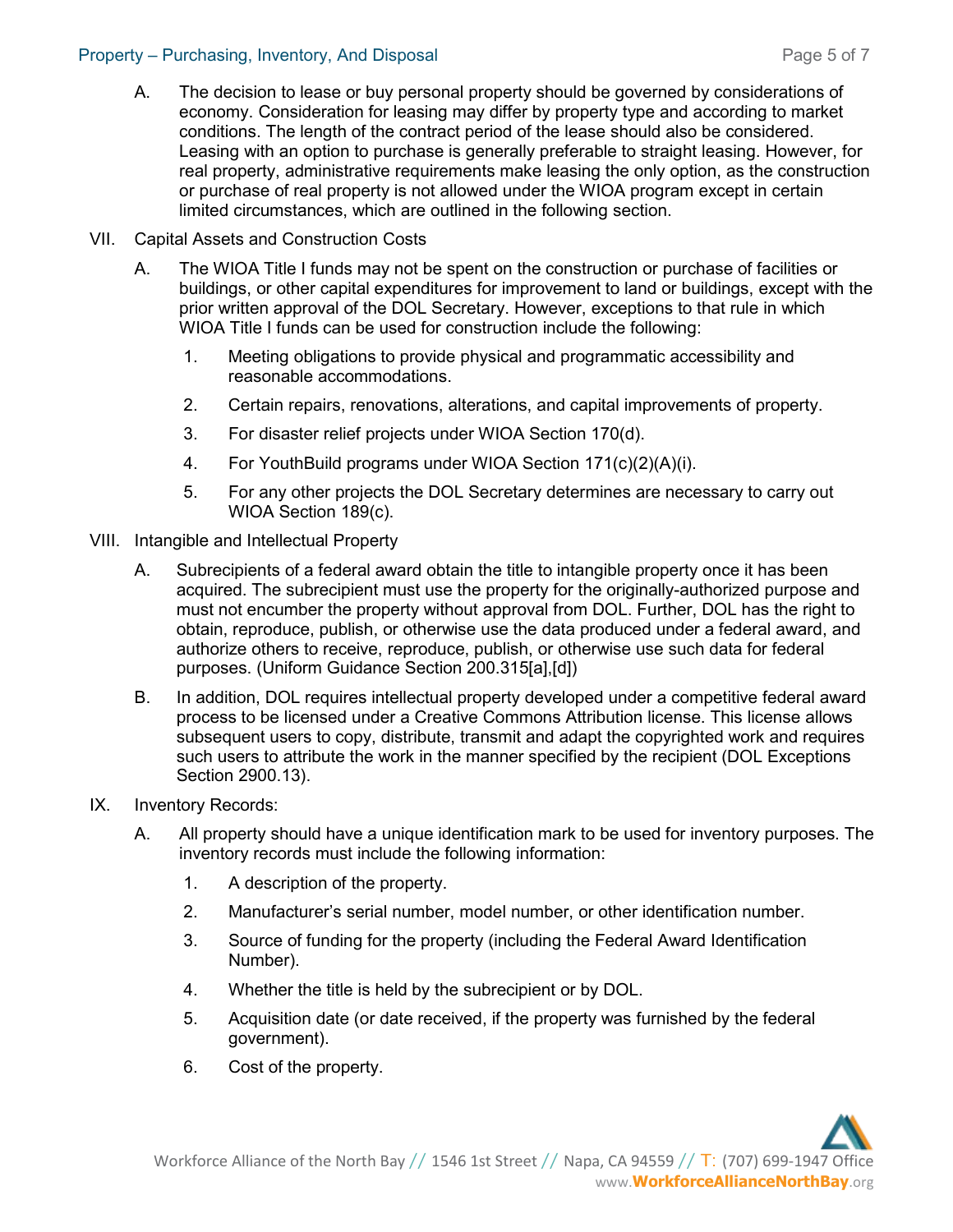A. The decision to lease or buy personal property should be governed by considerations of economy. Consideration for leasing may differ by property type and according to market conditions. The length of the contract period of the lease should also be considered. Leasing with an option to purchase is generally preferable to straight leasing. However, for real property, administrative requirements make leasing the only option, as the construction or purchase of real property is not allowed under the WIOA program except in certain limited circumstances, which are outlined in the following section.

VII. Capital Assets and Construction Costs

A. The WIOA Title I funds may not be spent on the construction or purchase of facilities or buildings, or other capital expenditures for improvement to land or buildings, except with the prior written approval of the DOL Secretary. However, exceptions to that rule in which WIOA Title I funds can be used for construction include the following:

1. Meeting obligations to provide physical and programmatic accessibility and reasonable accommodations.
2. Certain repairs, renovations, alterations, and capital improvements of property.
3. For disaster relief projects under WIOA Section 170(d).
4. For YouthBuild programs under WIOA Section 171(c)(2)(A)(i).
5. For any other projects the DOL Secretary determines are necessary to carry out WIOA Section 189(c).

VIII. Intangible and Intellectual Property

A. Subrecipients of a federal award obtain the title to intangible property once it has been acquired. The subrecipient must use the property for the originally-authorized purpose and must not encumber the property without approval from DOL. Further, DOL has the right to obtain, reproduce, publish, or otherwise use the data produced under a federal award, and authorize others to receive, reproduce, publish, or otherwise use such data for federal purposes. (Uniform Guidance Section 200.315[a],[d])

B. In addition, DOL requires intellectual property developed under a competitive federal award process to be licensed under a Creative Commons Attribution license. This license allows subsequent users to copy, distribute, transmit and adapt the copyrighted work and requires such users to attribute the work in the manner specified by the recipient (DOL Exceptions Section 2900.13).

IX. Inventory Records:

A. All property should have a unique identification mark to be used for inventory purposes. The inventory records must include the following information:

1. A description of the property.
2. Manufacturer's serial number, model number, or other identification number.
3. Source of funding for the property (including the Federal Award Identification Number).
4. Whether the title is held by the subrecipient or by DOL.
5. Acquisition date (or date received, if the property was furnished by the federal government).
6. Cost of the property.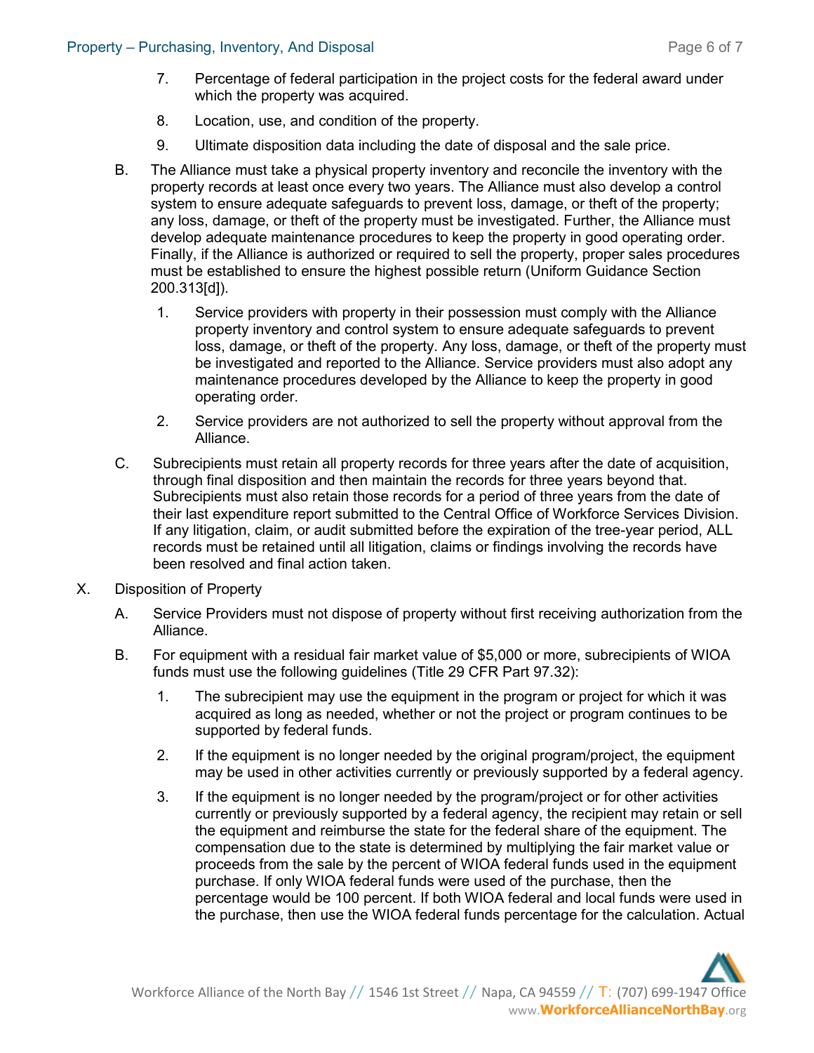7. Percentage of federal participation in the project costs for the federal award under which the property was acquired.

8. Location, use, and condition of the property.

9. Ultimate disposition data including the date of disposal and the sale price.

B. The Alliance must take a physical property inventory and reconcile the inventory with the property records at least once every two years. The Alliance must also develop a control system to ensure adequate safeguards to prevent loss, damage, or theft of the property; any loss, damage, or theft of the property must be investigated. Further, the Alliance must develop adequate maintenance procedures to keep the property in good operating order. Finally, if the Alliance is authorized or required to sell the property, proper sales procedures must be established to ensure the highest possible return (Uniform Guidance Section 200.313[d]).

   1. Service providers with property in their possession must comply with the Alliance property inventory and control system to ensure adequate safeguards to prevent loss, damage, or theft of the property. Any loss, damage, or theft of the property must be investigated and reported to the Alliance. Service providers must also adopt any maintenance procedures developed by the Alliance to keep the property in good operating order.

   2. Service providers are not authorized to sell the property without approval from the Alliance.

C. Subrecipients must retain all property records for three years after the date of acquisition, through final disposition and then maintain the records for three years beyond that. Subrecipients must also retain those records for a period of three years from the date of their last expenditure report submitted to the Central Office of Workforce Services Division. If any litigation, claim, or audit submitted before the expiration of the tree-year period, ALL records must be retained until all litigation, claims or findings involving the records have been resolved and final action taken.

X. Disposition of Property

A. Service Providers must not dispose of property without first receiving authorization from the Alliance.

B. For equipment with a residual fair market value of $5,000 or more, subrecipients of WIOA funds must use the following guidelines (Title 29 CFR Part 97.32):

   1. The subrecipient may use the equipment in the program or project for which it was acquired as long as needed, whether or not the project or program continues to be supported by federal funds.

   2. If the equipment is no longer needed by the original program/project, the equipment may be used in other activities currently or previously supported by a federal agency.

   3. If the equipment is no longer needed by the program/project or for other activities currently or previously supported by a federal agency, the recipient may retain or sell the equipment and reimburse the state for the federal share of the equipment. The compensation due to the state is determined by multiplying the fair market value or proceeds from the sale by the percent of WIOA federal funds used in the equipment purchase. If only WIOA federal funds were used of the purchase, then the percentage would be 100 percent. If both WIOA federal and local funds were used in the purchase, then use the WIOA federal funds percentage for the calculation. Actual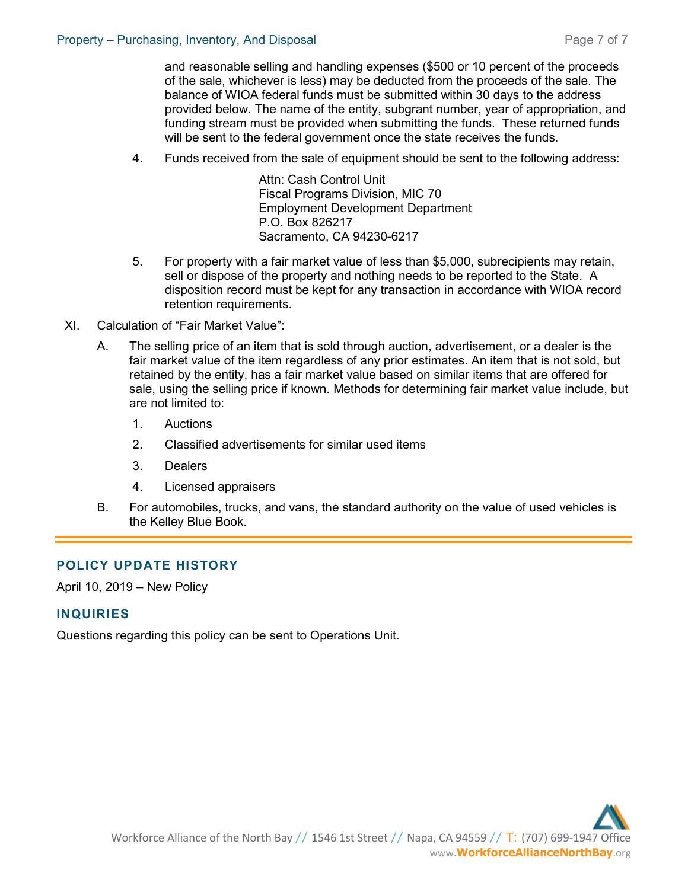and reasonable selling and handling expenses ($500 or 10 percent of the proceeds of the sale, whichever is less) may be deducted from the proceeds of the sale. The balance of WIOA federal funds must be submitted within 30 days to the address provided below. The name of the entity, subgrant number, year of appropriation, and funding stream must be provided when submitting the funds. These returned funds will be sent to the federal government once the state receives the funds.

4. Funds received from the sale of equipment should be sent to the following address:

   Attn: Cash Control Unit
   Fiscal Programs Division, MIC 70
   Employment Development Department
   P.O. Box 826217
   Sacramento, CA 94230-6217

5. For property with a fair market value of less than $5,000, subrecipients may retain, sell or dispose of the property and nothing needs to be reported to the State. A disposition record must be kept for any transaction in accordance with WIOA record retention requirements.

XI. Calculation of "Fair Market Value":

   A. The selling price of an item that is sold through auction, advertisement, or a dealer is the fair market value of the item regardless of any prior estimates. An item that is not sold, but retained by the entity, has a fair market value based on similar items that are offered for sale, using the selling price if known. Methods for determining fair market value include, but are not limited to:

      1. Auctions
      2. Classified advertisements for similar used items
      3. Dealers
      4. Licensed appraisers

   B. For automobiles, trucks, and vans, the standard authority on the value of used vehicles is the Kelley Blue Book.

## POLICY UPDATE HISTORY

April 10, 2019 – New Policy

## INQUIRIES

Questions regarding this policy can be sent to Operations Unit.

Workforce Alliance of the North Bay // 1546 1st Street // Napa, CA 94559 // T: (707) 699-1947 Office
www.WorkforceAllianceNorthBay.org